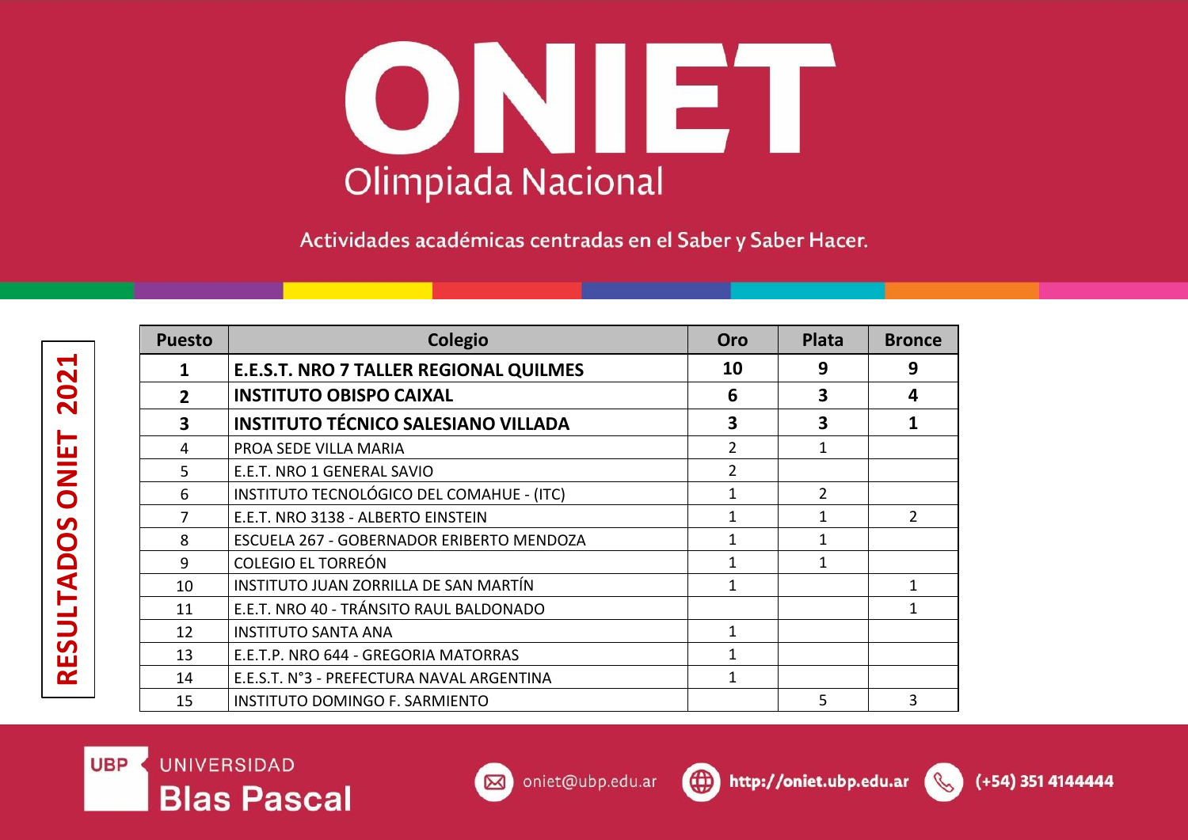# ONIET

Olimpiada Nacional

Actividades académicas centradas en el Saber y Saber Hacer.

**RESULTADOS ONIET 2021**

| Puesto | Colegio | Oro | Plata | Bronce |
|---|---|---|---|---|
| **1** | **E.E.S.T. NRO 7 TALLER REGIONAL QUILMES** | **10** | **9** | **9** |
| **2** | **INSTITUTO OBISPO CAIXAL** | **6** | **3** | **4** |
| **3** | **INSTITUTO TÉCNICO SALESIANO VILLADA** | **3** | **3** | **1** |
| 4 | PROA SEDE VILLA MARIA | 2 | 1 | |
| 5 | E.E.T. NRO 1 GENERAL SAVIO | 2 | | |
| 6 | INSTITUTO TECNOLÓGICO DEL COMAHUE - (ITC) | 1 | 2 | |
| 7 | E.E.T. NRO 3138 - ALBERTO EINSTEIN | 1 | 1 | 2 |
| 8 | ESCUELA 267 - GOBERNADOR ERIBERTO MENDOZA | 1 | 1 | |
| 9 | COLEGIO EL TORREÓN | 1 | 1 | |
| 10 | INSTITUTO JUAN ZORRILLA DE SAN MARTÍN | 1 | | 1 |
| 11 | E.E.T. NRO 40 - TRÁNSITO RAUL BALDONADO | | | 1 |
| 12 | INSTITUTO SANTA ANA | 1 | | |
| 13 | E.E.T.P. NRO 644 - GREGORIA MATORRAS | 1 | | |
| 14 | E.E.S.T. N°3 - PREFECTURA NAVAL ARGENTINA | 1 | | |
| 15 | INSTITUTO DOMINGO F. SARMIENTO | | 5 | 3 |

UBP UNIVERSIDAD Blas Pascal

oniet@ubp.edu.ar

http://oniet.ubp.edu.ar

(+54) 351 4144444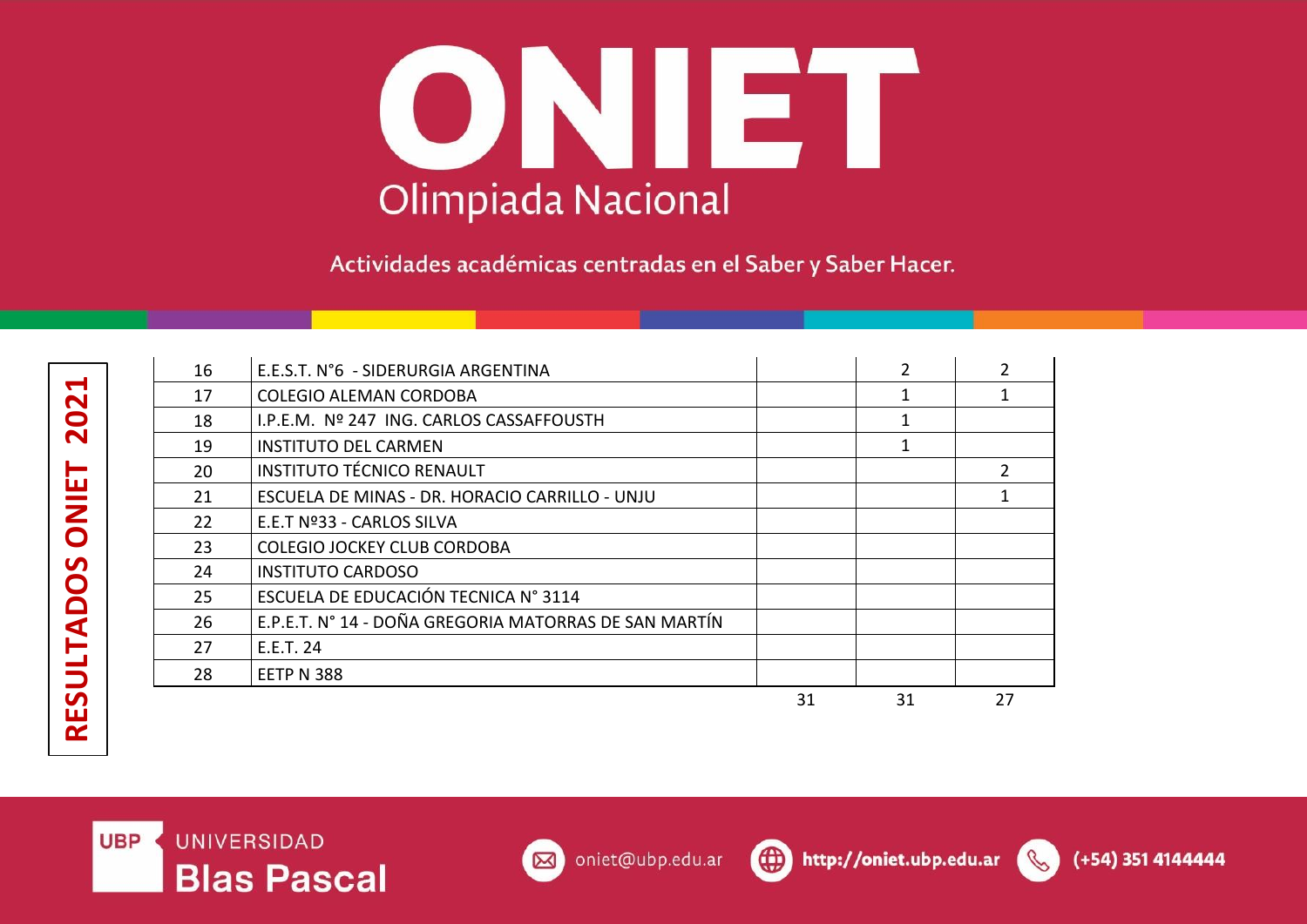# ONIET

Olimpiada Nacional

Actividades académicas centradas en el Saber y Saber Hacer.

**RESULTADOS ONIET 2021**

| | | | | |
|---|---|---|---|---|
| 16 | E.E.S.T. N°6 - SIDERURGIA ARGENTINA | | 2 | 2 |
| 17 | COLEGIO ALEMAN CORDOBA | | 1 | 1 |
| 18 | I.P.E.M. Nº 247 ING. CARLOS CASSAFFOUSTH | | 1 | |
| 19 | INSTITUTO DEL CARMEN | | 1 | |
| 20 | INSTITUTO TÉCNICO RENAULT | | | 2 |
| 21 | ESCUELA DE MINAS - DR. HORACIO CARRILLO - UNJU | | | 1 |
| 22 | E.E.T Nº33 - CARLOS SILVA | | | |
| 23 | COLEGIO JOCKEY CLUB CORDOBA | | | |
| 24 | INSTITUTO CARDOSO | | | |
| 25 | ESCUELA DE EDUCACIÓN TECNICA N° 3114 | | | |
| 26 | E.P.E.T. N° 14 - DOÑA GREGORIA MATORRAS DE SAN MARTÍN | | | |
| 27 | E.E.T. 24 | | | |
| 28 | EETP N 388 | | | |
| | | 31 | 31 | 27 |

UBP UNIVERSIDAD Blas Pascal

oniet@ubp.edu.ar

http://oniet.ubp.edu.ar

(+54) 351 4144444